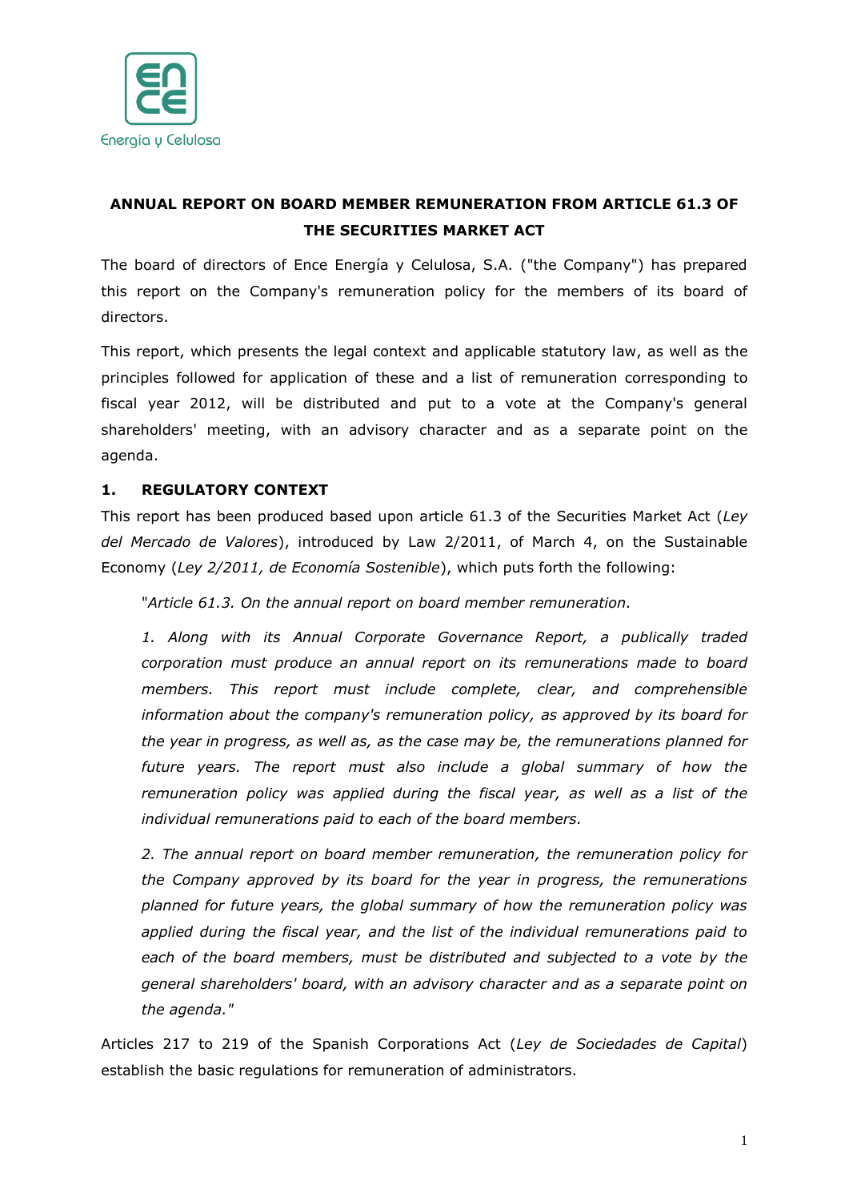# ANNUAL REPORT ON BOARD MEMBER REMUNERATION FROM ARTICLE 61.3 OF THE SECURITIES MARKET ACT

The board of directors of Ence Energía y Celulosa, S.A. ("the Company") has prepared this report on the Company's remuneration policy for the members of its board of directors.

This report, which presents the legal context and applicable statutory law, as well as the principles followed for application of these and a list of remuneration corresponding to fiscal year 2012, will be distributed and put to a vote at the Company's general shareholders' meeting, with an advisory character and as a separate point on the agenda.

## 1. REGULATORY CONTEXT

This report has been produced based upon article 61.3 of the Securities Market Act (*Ley del Mercado de Valores*), introduced by Law 2/2011, of March 4, on the Sustainable Economy (*Ley 2/2011, de Economía Sostenible*), which puts forth the following:

> "*Article 61.3. On the annual report on board member remuneration.*
>
> *1. Along with its Annual Corporate Governance Report, a publically traded corporation must produce an annual report on its remunerations made to board members. This report must include complete, clear, and comprehensible information about the company's remuneration policy, as approved by its board for the year in progress, as well as, as the case may be, the remunerations planned for future years. The report must also include a global summary of how the remuneration policy was applied during the fiscal year, as well as a list of the individual remunerations paid to each of the board members.*
>
> *2. The annual report on board member remuneration, the remuneration policy for the Company approved by its board for the year in progress, the remunerations planned for future years, the global summary of how the remuneration policy was applied during the fiscal year, and the list of the individual remunerations paid to each of the board members, must be distributed and subjected to a vote by the general shareholders' board, with an advisory character and as a separate point on the agenda.*"

Articles 217 to 219 of the Spanish Corporations Act (*Ley de Sociedades de Capital*) establish the basic regulations for remuneration of administrators.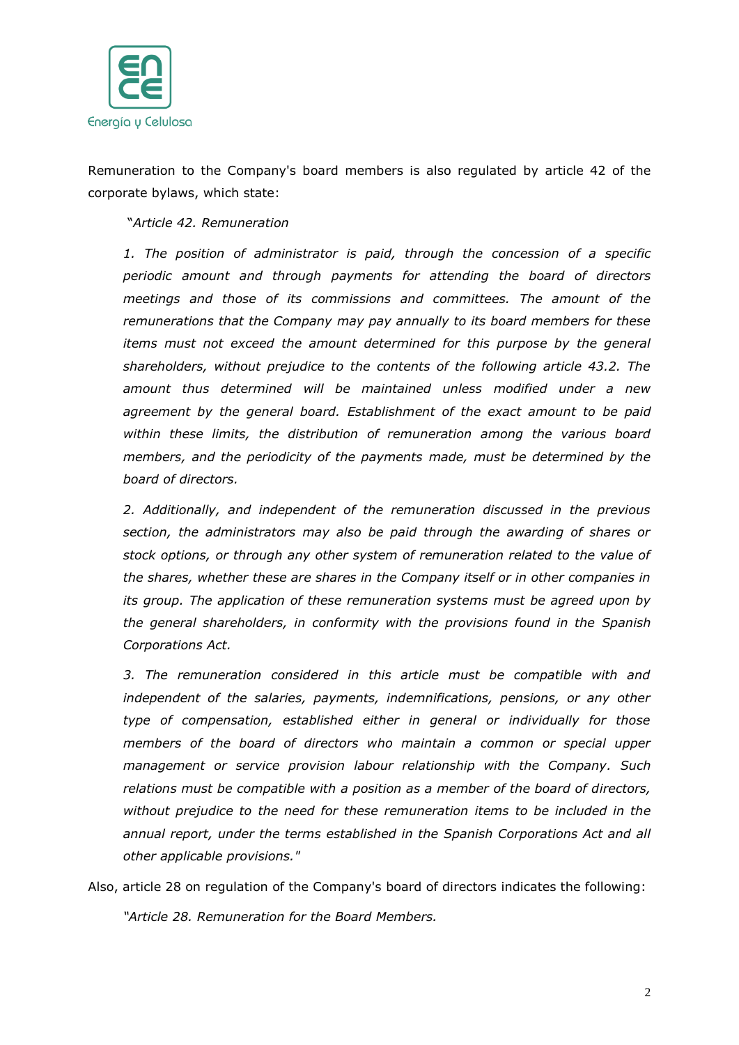Remuneration to the Company's board members is also regulated by article 42 of the corporate bylaws, which state:

*"Article 42. Remuneration*

*1. The position of administrator is paid, through the concession of a specific periodic amount and through payments for attending the board of directors meetings and those of its commissions and committees. The amount of the remunerations that the Company may pay annually to its board members for these items must not exceed the amount determined for this purpose by the general shareholders, without prejudice to the contents of the following article 43.2. The amount thus determined will be maintained unless modified under a new agreement by the general board. Establishment of the exact amount to be paid within these limits, the distribution of remuneration among the various board members, and the periodicity of the payments made, must be determined by the board of directors.*

*2. Additionally, and independent of the remuneration discussed in the previous section, the administrators may also be paid through the awarding of shares or stock options, or through any other system of remuneration related to the value of the shares, whether these are shares in the Company itself or in other companies in its group. The application of these remuneration systems must be agreed upon by the general shareholders, in conformity with the provisions found in the Spanish Corporations Act.*

*3. The remuneration considered in this article must be compatible with and independent of the salaries, payments, indemnifications, pensions, or any other type of compensation, established either in general or individually for those members of the board of directors who maintain a common or special upper management or service provision labour relationship with the Company. Such relations must be compatible with a position as a member of the board of directors, without prejudice to the need for these remuneration items to be included in the annual report, under the terms established in the Spanish Corporations Act and all other applicable provisions."*

Also, article 28 on regulation of the Company's board of directors indicates the following:

*"Article 28. Remuneration for the Board Members.*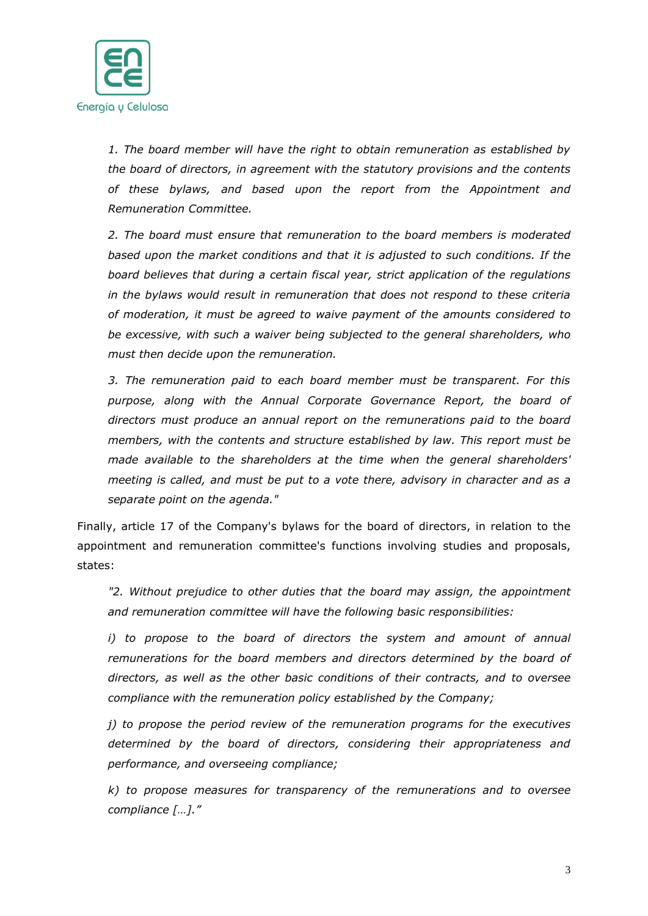*1. The board member will have the right to obtain remuneration as established by the board of directors, in agreement with the statutory provisions and the contents of these bylaws, and based upon the report from the Appointment and Remuneration Committee.*

*2. The board must ensure that remuneration to the board members is moderated based upon the market conditions and that it is adjusted to such conditions. If the board believes that during a certain fiscal year, strict application of the regulations in the bylaws would result in remuneration that does not respond to these criteria of moderation, it must be agreed to waive payment of the amounts considered to be excessive, with such a waiver being subjected to the general shareholders, who must then decide upon the remuneration.*

*3. The remuneration paid to each board member must be transparent. For this purpose, along with the Annual Corporate Governance Report, the board of directors must produce an annual report on the remunerations paid to the board members, with the contents and structure established by law. This report must be made available to the shareholders at the time when the general shareholders' meeting is called, and must be put to a vote there, advisory in character and as a separate point on the agenda."*

Finally, article 17 of the Company's bylaws for the board of directors, in relation to the appointment and remuneration committee's functions involving studies and proposals, states:

*"2. Without prejudice to other duties that the board may assign, the appointment and remuneration committee will have the following basic responsibilities:*

*i) to propose to the board of directors the system and amount of annual remunerations for the board members and directors determined by the board of directors, as well as the other basic conditions of their contracts, and to oversee compliance with the remuneration policy established by the Company;*

*j) to propose the period review of the remuneration programs for the executives determined by the board of directors, considering their appropriateness and performance, and overseeing compliance;*

*k) to propose measures for transparency of the remunerations and to oversee compliance […]."*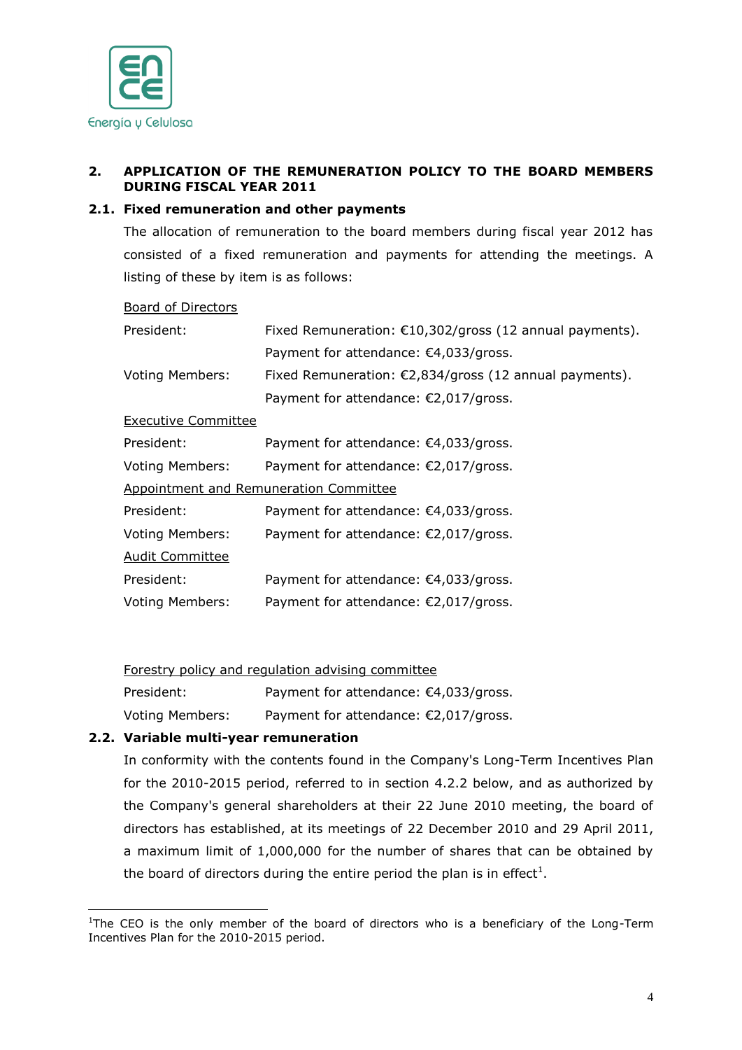## 2. APPLICATION OF THE REMUNERATION POLICY TO THE BOARD MEMBERS DURING FISCAL YEAR 2011

### 2.1. Fixed remuneration and other payments

The allocation of remuneration to the board members during fiscal year 2012 has consisted of a fixed remuneration and payments for attending the meetings. A listing of these by item is as follows:

Board of Directors

| | |
|---|---|
| President: | Fixed Remuneration: €10,302/gross (12 annual payments). |
| | Payment for attendance: €4,033/gross. |
| Voting Members: | Fixed Remuneration: €2,834/gross (12 annual payments). |
| | Payment for attendance: €2,017/gross. |

Executive Committee

| | |
|---|---|
| President: | Payment for attendance: €4,033/gross. |
| Voting Members: | Payment for attendance: €2,017/gross. |

Appointment and Remuneration Committee

| | |
|---|---|
| President: | Payment for attendance: €4,033/gross. |
| Voting Members: | Payment for attendance: €2,017/gross. |

Audit Committee

| | |
|---|---|
| President: | Payment for attendance: €4,033/gross. |
| Voting Members: | Payment for attendance: €2,017/gross. |

Forestry policy and regulation advising committee

| | |
|---|---|
| President: | Payment for attendance: €4,033/gross. |
| Voting Members: | Payment for attendance: €2,017/gross. |

### 2.2. Variable multi-year remuneration

In conformity with the contents found in the Company's Long-Term Incentives Plan for the 2010-2015 period, referred to in section 4.2.2 below, and as authorized by the Company's general shareholders at their 22 June 2010 meeting, the board of directors has established, at its meetings of 22 December 2010 and 29 April 2011, a maximum limit of 1,000,000 for the number of shares that can be obtained by the board of directors during the entire period the plan is in effect[1].

[1] The CEO is the only member of the board of directors who is a beneficiary of the Long-Term Incentives Plan for the 2010-2015 period.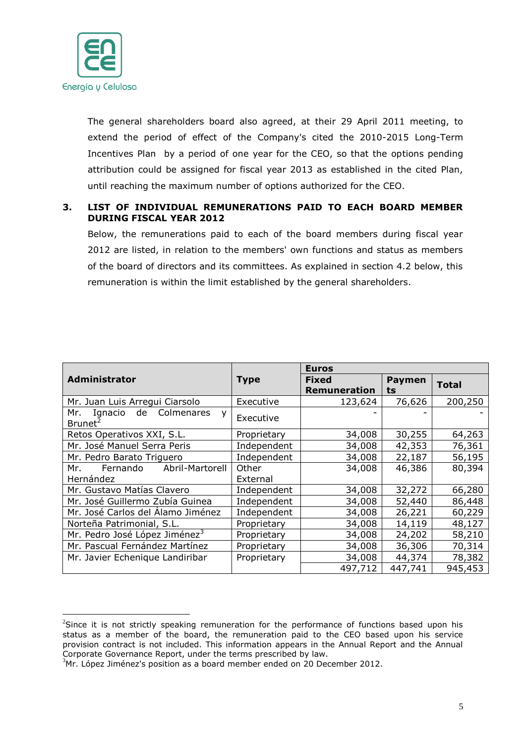The general shareholders board also agreed, at their 29 April 2011 meeting, to extend the period of effect of the Company's cited the 2010-2015 Long-Term Incentives Plan by a period of one year for the CEO, so that the options pending attribution could be assigned for fiscal year 2013 as established in the cited Plan, until reaching the maximum number of options authorized for the CEO.

## 3. LIST OF INDIVIDUAL REMUNERATIONS PAID TO EACH BOARD MEMBER DURING FISCAL YEAR 2012

Below, the remunerations paid to each of the board members during fiscal year 2012 are listed, in relation to the members' own functions and status as members of the board of directors and its committees. As explained in section 4.2 below, this remuneration is within the limit established by the general shareholders.

| Administrator | Type | Euros | | |
|---|---|---|---|---|
| | | **Fixed Remuneration** | **Payments** | **Total** |
| Mr. Juan Luis Arregui Ciarsolo | Executive | 123,624 | 76,626 | 200,250 |
| Mr. Ignacio de Colmenares y Brunet[2] | Executive | - | - | - |
| Retos Operativos XXI, S.L. | Proprietary | 34,008 | 30,255 | 64,263 |
| Mr. José Manuel Serra Peris | Independent | 34,008 | 42,353 | 76,361 |
| Mr. Pedro Barato Triguero | Independent | 34,008 | 22,187 | 56,195 |
| Mr. Fernando Abril-Martorell Hernández | Other External | 34,008 | 46,386 | 80,394 |
| Mr. Gustavo Matías Clavero | Independent | 34,008 | 32,272 | 66,280 |
| Mr. José Guillermo Zubía Guinea | Independent | 34,008 | 52,440 | 86,448 |
| Mr. José Carlos del Álamo Jiménez | Independent | 34,008 | 26,221 | 60,229 |
| Norteña Patrimonial, S.L. | Proprietary | 34,008 | 14,119 | 48,127 |
| Mr. Pedro José López Jiménez[3] | Proprietary | 34,008 | 24,202 | 58,210 |
| Mr. Pascual Fernández Martínez | Proprietary | 34,008 | 36,306 | 70,314 |
| Mr. Javier Echenique Landiribar | Proprietary | 34,008 | 44,374 | 78,382 |
| | | 497,712 | 447,741 | 945,453 |

[2] Since it is not strictly speaking remuneration for the performance of functions based upon his status as a member of the board, the remuneration paid to the CEO based upon his service provision contract is not included. This information appears in the Annual Report and the Annual Corporate Governance Report, under the terms prescribed by law.

[3] Mr. López Jiménez's position as a board member ended on 20 December 2012.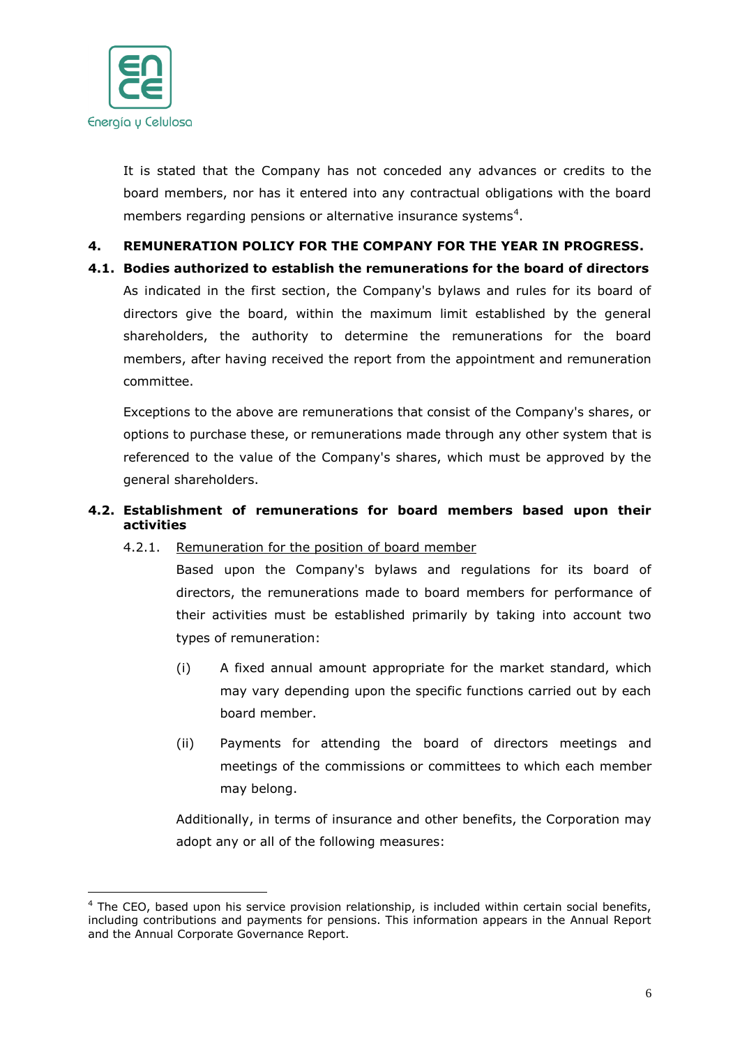It is stated that the Company has not conceded any advances or credits to the board members, nor has it entered into any contractual obligations with the board members regarding pensions or alternative insurance systems[4].

## 4. REMUNERATION POLICY FOR THE COMPANY FOR THE YEAR IN PROGRESS.

### 4.1. Bodies authorized to establish the remunerations for the board of directors

As indicated in the first section, the Company's bylaws and rules for its board of directors give the board, within the maximum limit established by the general shareholders, the authority to determine the remunerations for the board members, after having received the report from the appointment and remuneration committee.

Exceptions to the above are remunerations that consist of the Company's shares, or options to purchase these, or remunerations made through any other system that is referenced to the value of the Company's shares, which must be approved by the general shareholders.

### 4.2. Establishment of remunerations for board members based upon their activities

4.2.1. <u>Remuneration for the position of board member</u>

Based upon the Company's bylaws and regulations for its board of directors, the remunerations made to board members for performance of their activities must be established primarily by taking into account two types of remuneration:

(i) A fixed annual amount appropriate for the market standard, which may vary depending upon the specific functions carried out by each board member.

(ii) Payments for attending the board of directors meetings and meetings of the commissions or committees to which each member may belong.

Additionally, in terms of insurance and other benefits, the Corporation may adopt any or all of the following measures:

---

[4] The CEO, based upon his service provision relationship, is included within certain social benefits, including contributions and payments for pensions. This information appears in the Annual Report and the Annual Corporate Governance Report.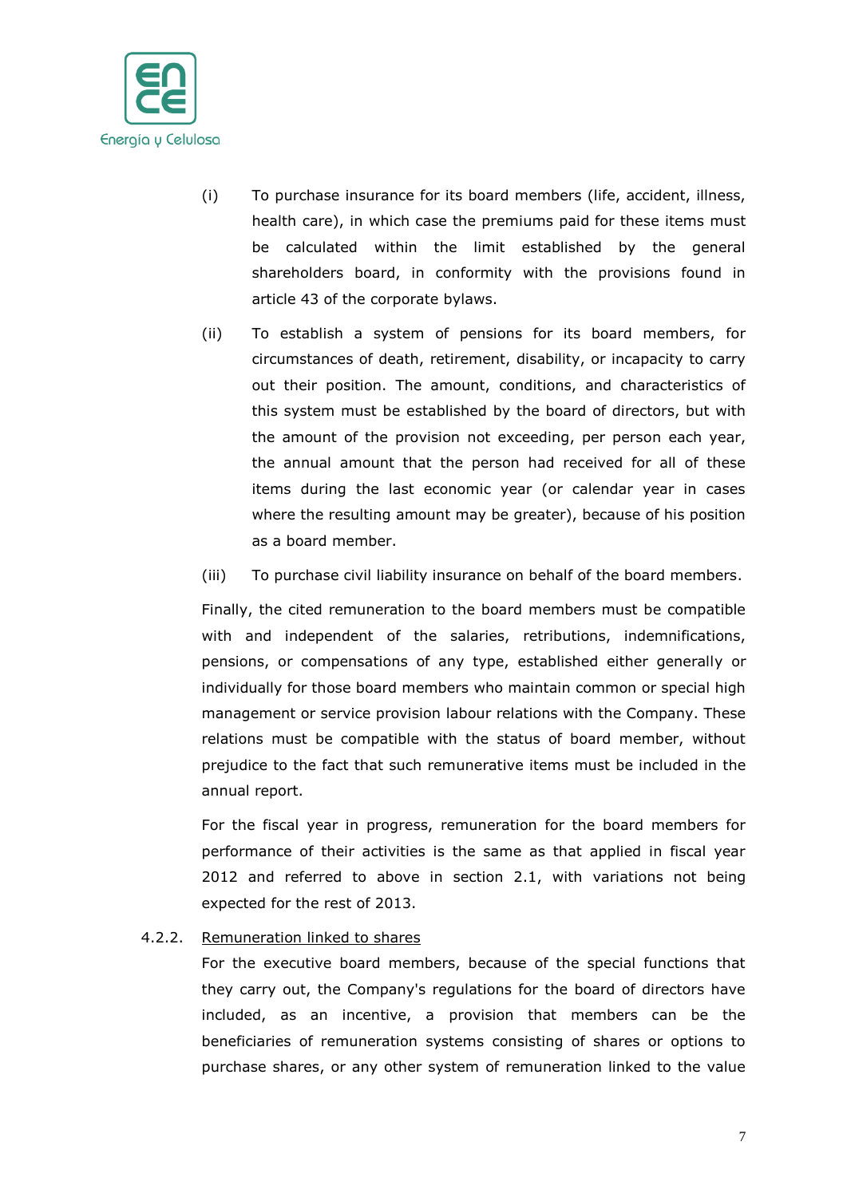(i) To purchase insurance for its board members (life, accident, illness, health care), in which case the premiums paid for these items must be calculated within the limit established by the general shareholders board, in conformity with the provisions found in article 43 of the corporate bylaws.

(ii) To establish a system of pensions for its board members, for circumstances of death, retirement, disability, or incapacity to carry out their position. The amount, conditions, and characteristics of this system must be established by the board of directors, but with the amount of the provision not exceeding, per person each year, the annual amount that the person had received for all of these items during the last economic year (or calendar year in cases where the resulting amount may be greater), because of his position as a board member.

(iii) To purchase civil liability insurance on behalf of the board members.

Finally, the cited remuneration to the board members must be compatible with and independent of the salaries, retributions, indemnifications, pensions, or compensations of any type, established either generally or individually for those board members who maintain common or special high management or service provision labour relations with the Company. These relations must be compatible with the status of board member, without prejudice to the fact that such remunerative items must be included in the annual report.

For the fiscal year in progress, remuneration for the board members for performance of their activities is the same as that applied in fiscal year 2012 and referred to above in section 2.1, with variations not being expected for the rest of 2013.

4.2.2. <u>Remuneration linked to shares</u>

For the executive board members, because of the special functions that they carry out, the Company's regulations for the board of directors have included, as an incentive, a provision that members can be the beneficiaries of remuneration systems consisting of shares or options to purchase shares, or any other system of remuneration linked to the value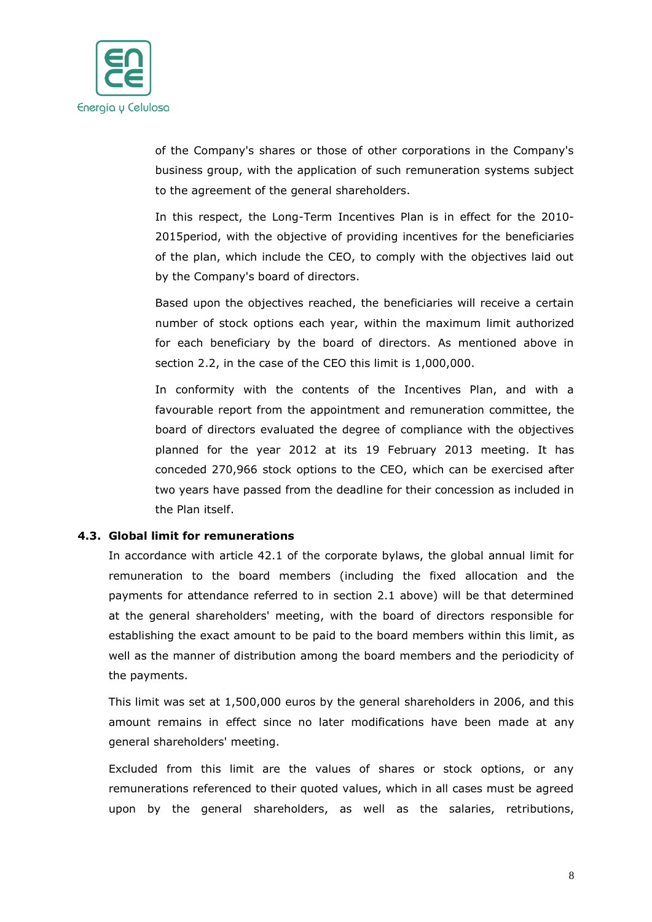of the Company's shares or those of other corporations in the Company's business group, with the application of such remuneration systems subject to the agreement of the general shareholders.

In this respect, the Long-Term Incentives Plan is in effect for the 2010-2015period, with the objective of providing incentives for the beneficiaries of the plan, which include the CEO, to comply with the objectives laid out by the Company's board of directors.

Based upon the objectives reached, the beneficiaries will receive a certain number of stock options each year, within the maximum limit authorized for each beneficiary by the board of directors. As mentioned above in section 2.2, in the case of the CEO this limit is 1,000,000.

In conformity with the contents of the Incentives Plan, and with a favourable report from the appointment and remuneration committee, the board of directors evaluated the degree of compliance with the objectives planned for the year 2012 at its 19 February 2013 meeting. It has conceded 270,966 stock options to the CEO, which can be exercised after two years have passed from the deadline for their concession as included in the Plan itself.

### 4.3. Global limit for remunerations

In accordance with article 42.1 of the corporate bylaws, the global annual limit for remuneration to the board members (including the fixed allocation and the payments for attendance referred to in section 2.1 above) will be that determined at the general shareholders' meeting, with the board of directors responsible for establishing the exact amount to be paid to the board members within this limit, as well as the manner of distribution among the board members and the periodicity of the payments.

This limit was set at 1,500,000 euros by the general shareholders in 2006, and this amount remains in effect since no later modifications have been made at any general shareholders' meeting.

Excluded from this limit are the values of shares or stock options, or any remunerations referenced to their quoted values, which in all cases must be agreed upon by the general shareholders, as well as the salaries, retributions,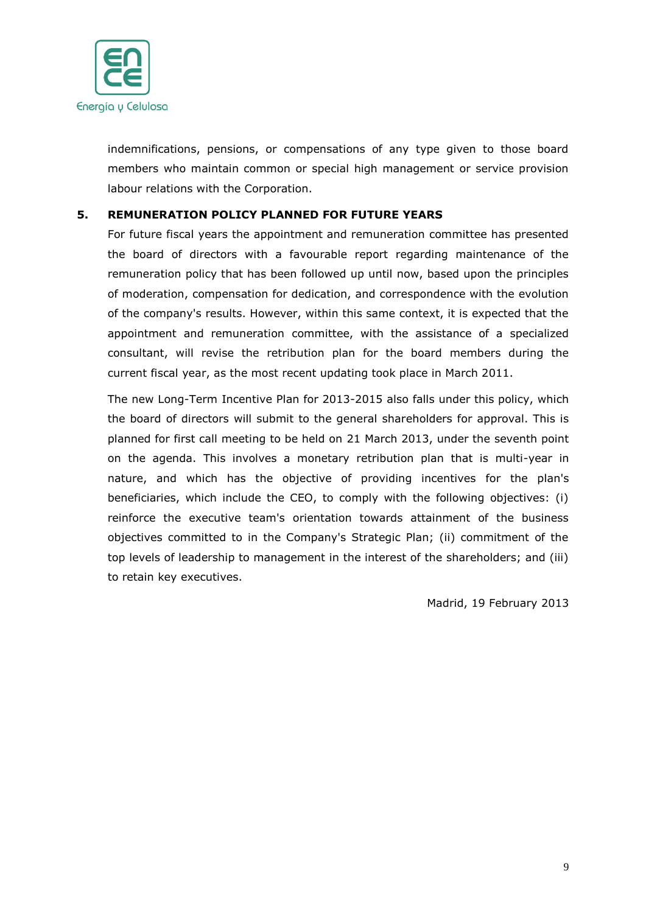indemnifications, pensions, or compensations of any type given to those board members who maintain common or special high management or service provision labour relations with the Corporation.

## 5. REMUNERATION POLICY PLANNED FOR FUTURE YEARS

For future fiscal years the appointment and remuneration committee has presented the board of directors with a favourable report regarding maintenance of the remuneration policy that has been followed up until now, based upon the principles of moderation, compensation for dedication, and correspondence with the evolution of the company's results. However, within this same context, it is expected that the appointment and remuneration committee, with the assistance of a specialized consultant, will revise the retribution plan for the board members during the current fiscal year, as the most recent updating took place in March 2011.

The new Long-Term Incentive Plan for 2013-2015 also falls under this policy, which the board of directors will submit to the general shareholders for approval. This is planned for first call meeting to be held on 21 March 2013, under the seventh point on the agenda. This involves a monetary retribution plan that is multi-year in nature, and which has the objective of providing incentives for the plan's beneficiaries, which include the CEO, to comply with the following objectives: (i) reinforce the executive team's orientation towards attainment of the business objectives committed to in the Company's Strategic Plan; (ii) commitment of the top levels of leadership to management in the interest of the shareholders; and (iii) to retain key executives.

Madrid, 19 February 2013